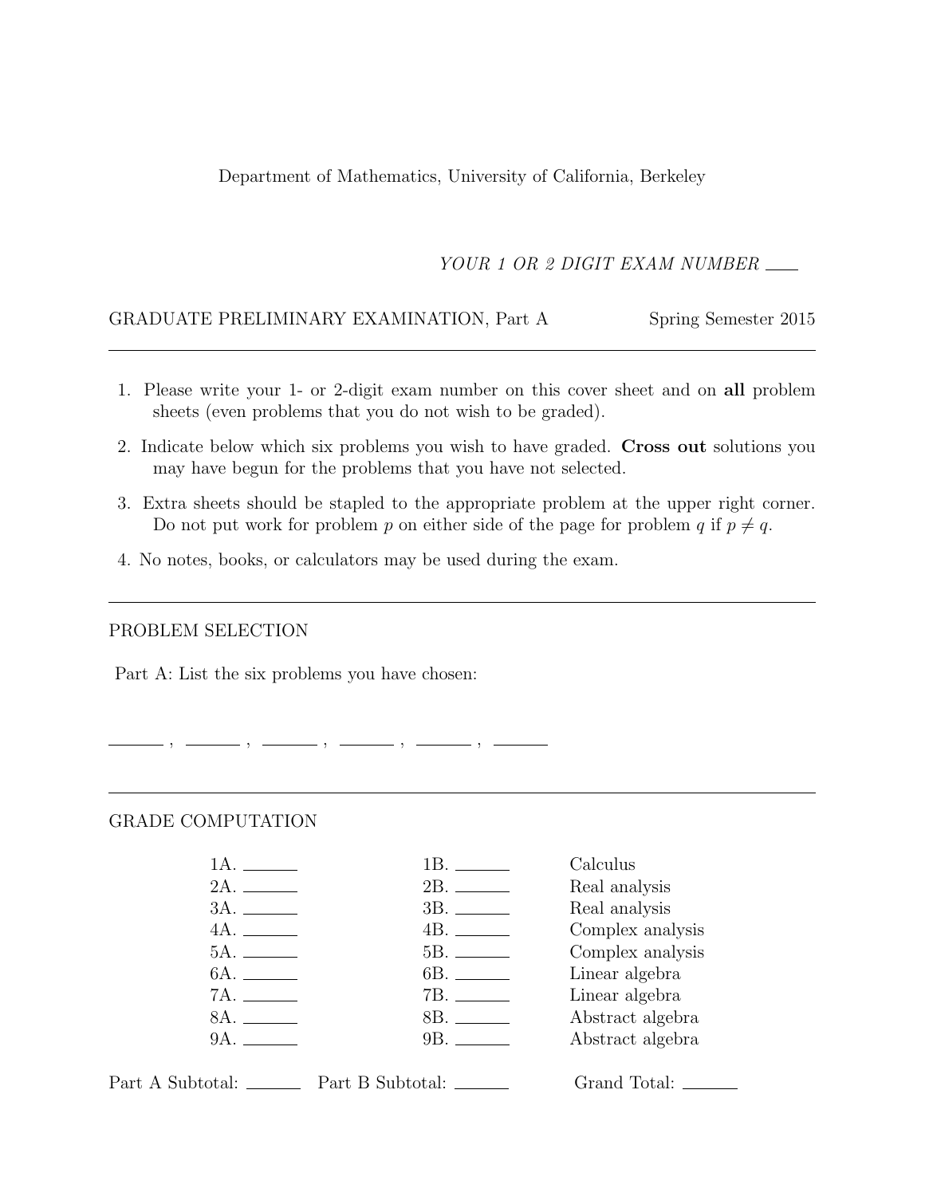Department of Mathematics, University of California, Berkeley

*YOUR 1 OR 2 DIGIT EXAM NUMBER* \_\_\_\_

GRADUATE PRELIMINARY EXAMINATION, Part A — Spring Semester 2015

---

1. Please write your 1- or 2-digit exam number on this cover sheet and on **all** problem sheets (even problems that you do not wish to be graded).
2. Indicate below which six problems you wish to have graded. **Cross out** solutions you may have begun for the problems that you have not selected.
3. Extra sheets should be stapled to the appropriate problem at the upper right corner. Do not put work for problem $p$ on either side of the page for problem $q$ if $p \neq q$.
4. No notes, books, or calculators may be used during the exam.

---

PROBLEM SELECTION

Part A: List the six problems you have chosen:

\_\_\_\_\_\_ , \_\_\_\_\_\_ , \_\_\_\_\_\_ , \_\_\_\_\_\_ , \_\_\_\_\_\_ , \_\_\_\_\_\_

---

GRADE COMPUTATION

| | | |
|---|---|---|
| 1A. \_\_\_\_\_\_ | 1B. \_\_\_\_\_\_ | Calculus |
| 2A. \_\_\_\_\_\_ | 2B. \_\_\_\_\_\_ | Real analysis |
| 3A. \_\_\_\_\_\_ | 3B. \_\_\_\_\_\_ | Real analysis |
| 4A. \_\_\_\_\_\_ | 4B. \_\_\_\_\_\_ | Complex analysis |
| 5A. \_\_\_\_\_\_ | 5B. \_\_\_\_\_\_ | Complex analysis |
| 6A. \_\_\_\_\_\_ | 6B. \_\_\_\_\_\_ | Linear algebra |
| 7A. \_\_\_\_\_\_ | 7B. \_\_\_\_\_\_ | Linear algebra |
| 8A. \_\_\_\_\_\_ | 8B. \_\_\_\_\_\_ | Abstract algebra |
| 9A. \_\_\_\_\_\_ | 9B. \_\_\_\_\_\_ | Abstract algebra |

Part A Subtotal: \_\_\_\_\_\_ Part B Subtotal: \_\_\_\_\_\_ Grand Total: \_\_\_\_\_\_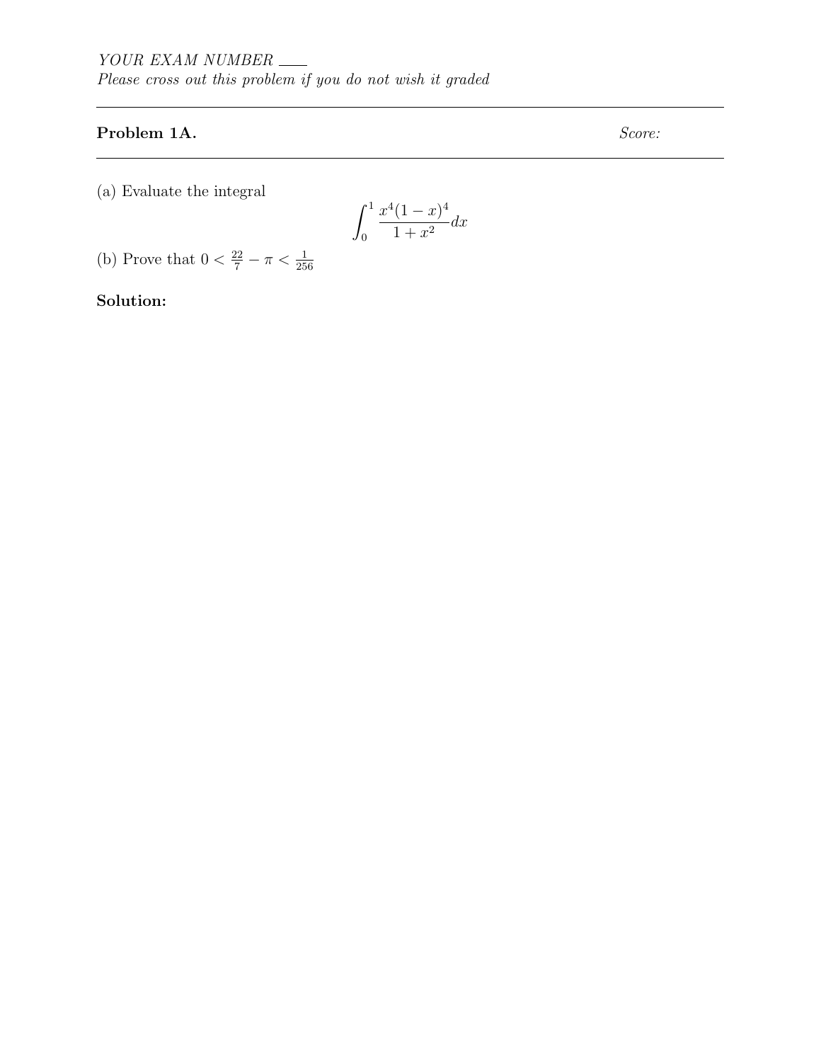*YOUR EXAM NUMBER* ___

*Please cross out this problem if you do not wish it graded*

---

**Problem 1A.** *Score:*

---

(a) Evaluate the integral

$$\int_0^1 \frac{x^4(1-x)^4}{1+x^2}dx$$

(b) Prove that $0 < \frac{22}{7} - \pi < \frac{1}{256}$

**Solution:**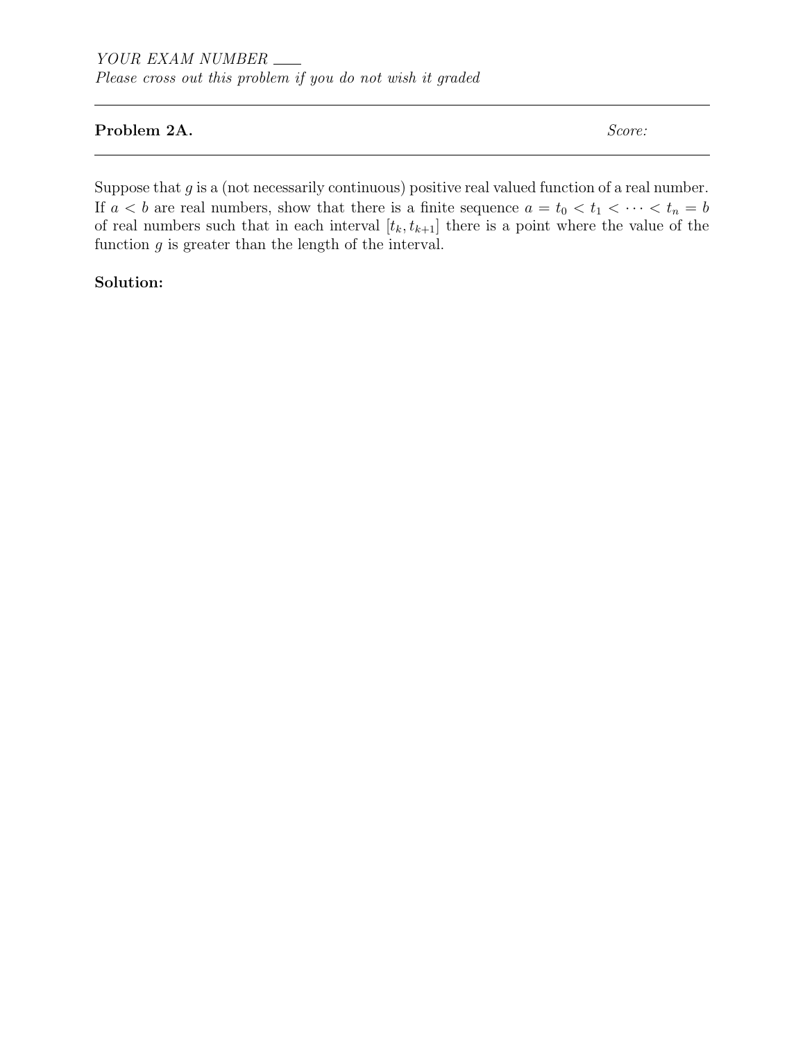*YOUR EXAM NUMBER* \_\_\_\_

*Please cross out this problem if you do not wish it graded*

---

**Problem 2A.** *Score:*

---

Suppose that $g$ is a (not necessarily continuous) positive real valued function of a real number. If $a < b$ are real numbers, show that there is a finite sequence $a = t_0 < t_1 < \cdots < t_n = b$ of real numbers such that in each interval $[t_k, t_{k+1}]$ there is a point where the value of the function $g$ is greater than the length of the interval.

**Solution:**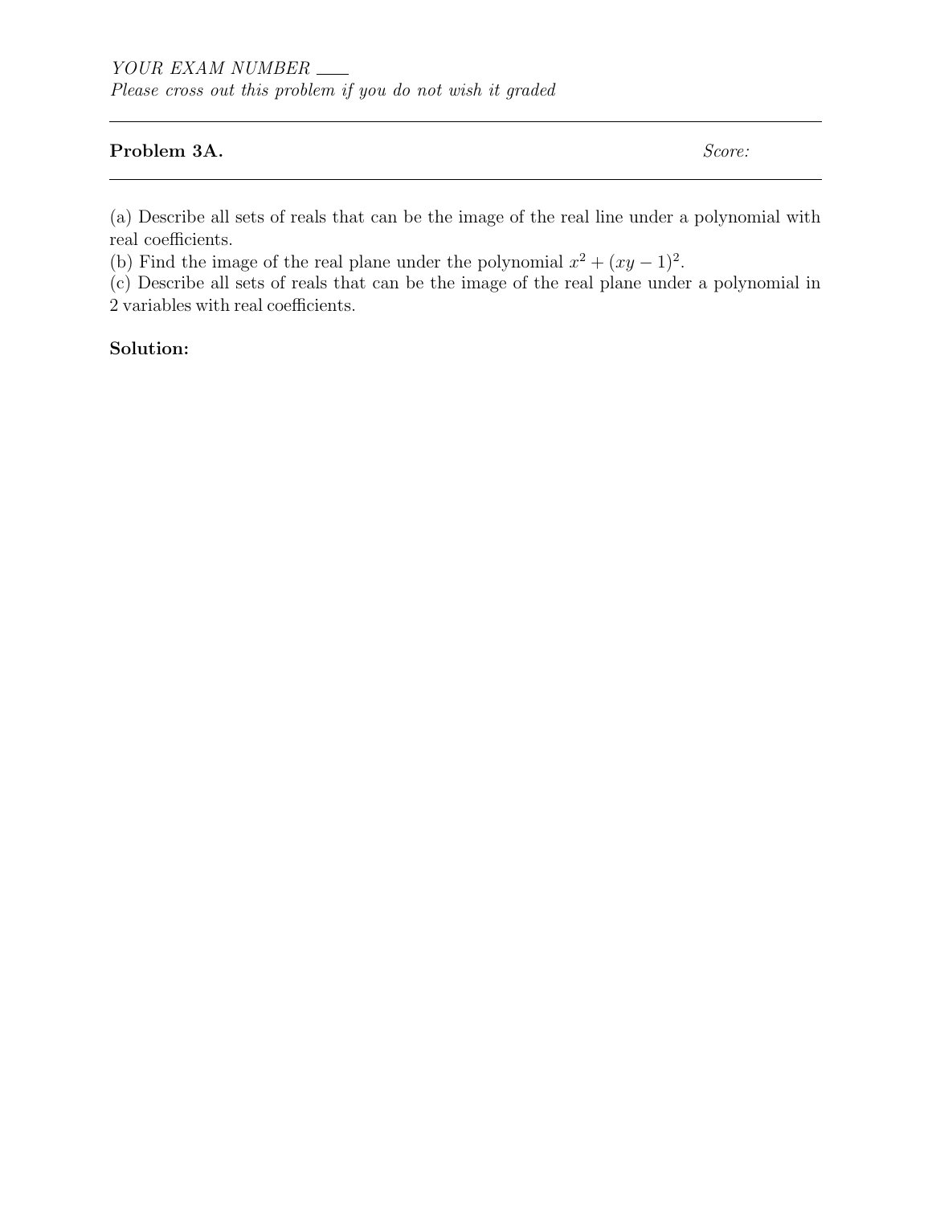*YOUR EXAM NUMBER* ___

*Please cross out this problem if you do not wish it graded*

---

**Problem 3A.** *Score:*

---

(a) Describe all sets of reals that can be the image of the real line under a polynomial with real coefficients.

(b) Find the image of the real plane under the polynomial $x^2 + (xy - 1)^2$.

(c) Describe all sets of reals that can be the image of the real plane under a polynomial in 2 variables with real coefficients.

**Solution:**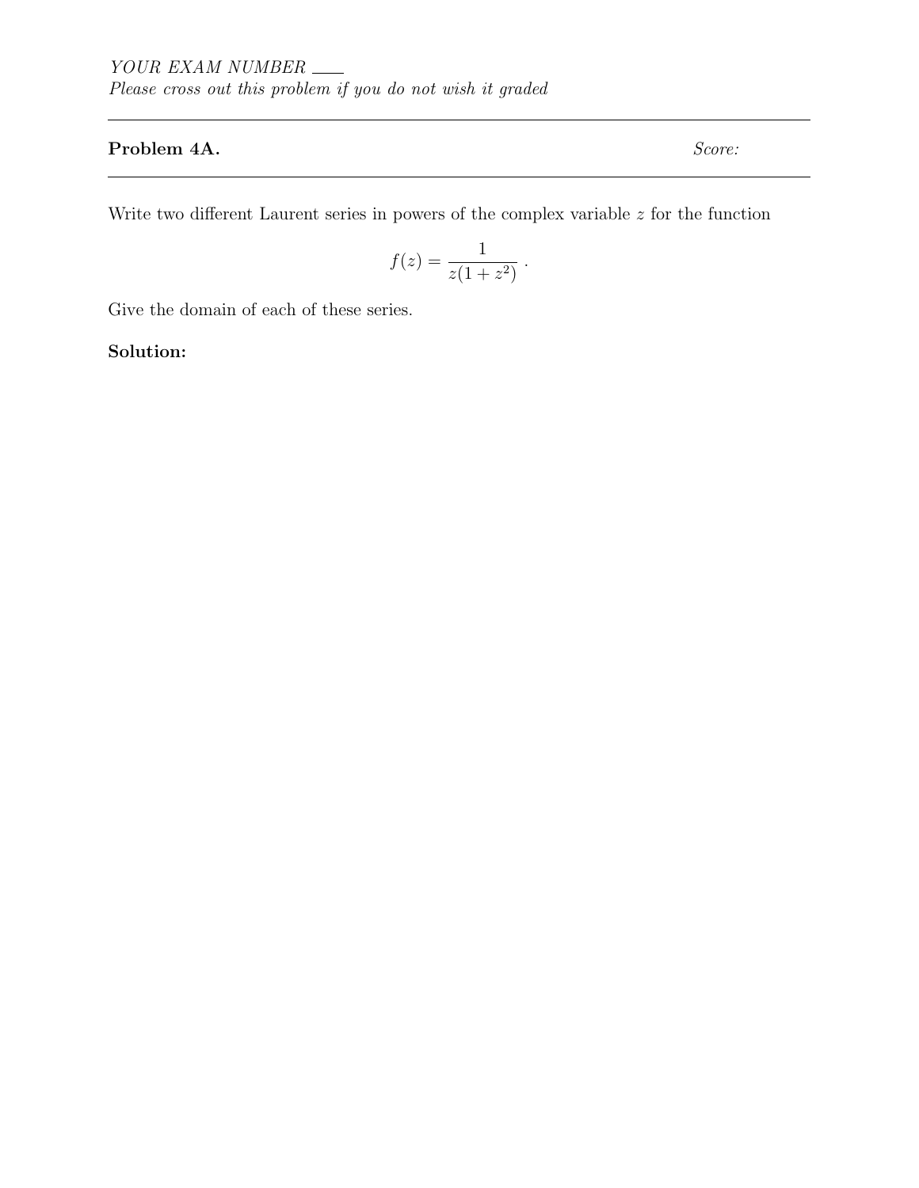YOUR EXAM NUMBER ___

*Please cross out this problem if you do not wish it graded*

---

**Problem 4A.** *Score:*

---

Write two different Laurent series in powers of the complex variable $z$ for the function

$$f(z) = \frac{1}{z(1+z^2)} \ .$$

Give the domain of each of these series.

**Solution:**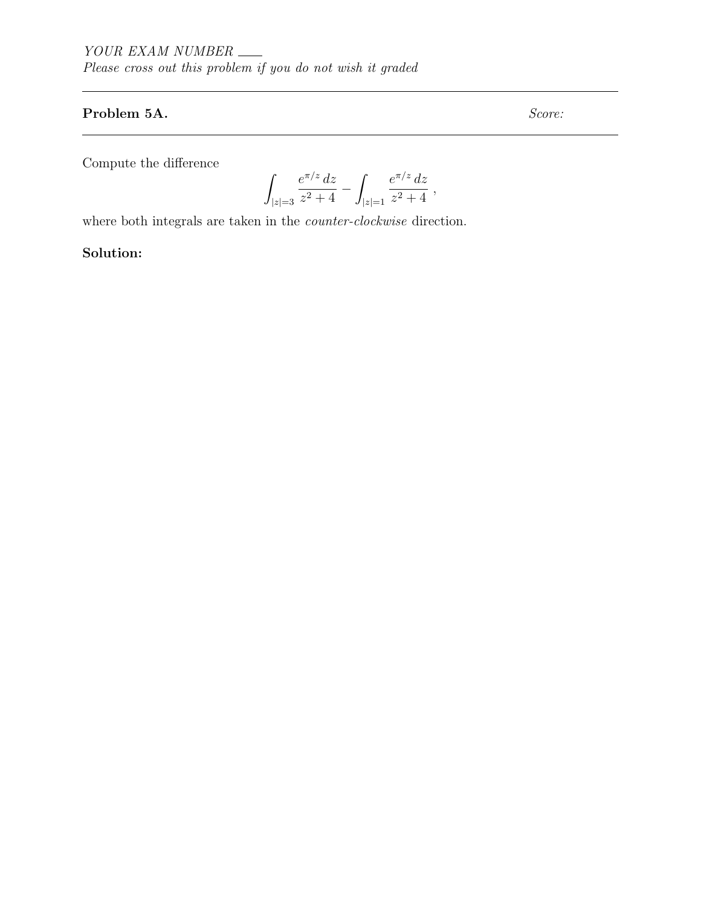YOUR EXAM NUMBER ___

*Please cross out this problem if you do not wish it graded*

---

**Problem 5A.** *Score:*

---

Compute the difference

$$\int_{|z|=3} \frac{e^{\pi/z}\, dz}{z^2+4} - \int_{|z|=1} \frac{e^{\pi/z}\, dz}{z^2+4} \ ,$$

where both integrals are taken in the *counter-clockwise* direction.

**Solution:**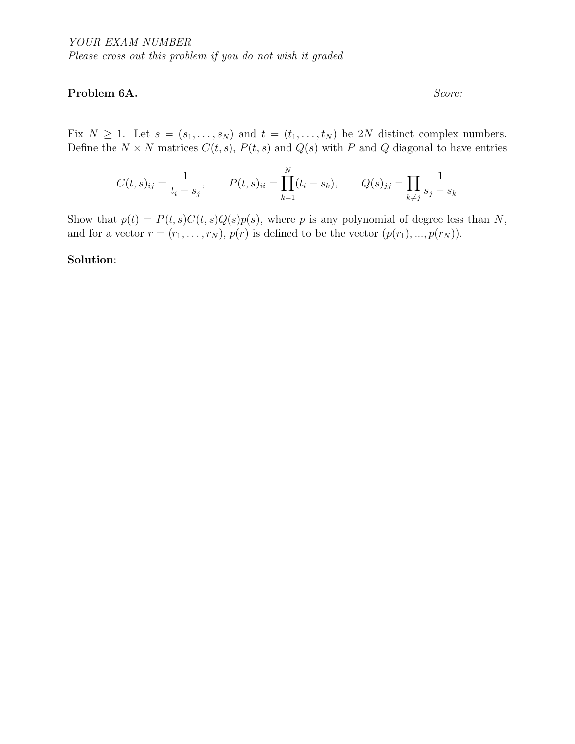*YOUR EXAM NUMBER* ____

*Please cross out this problem if you do not wish it graded*

---

**Problem 6A.** *Score:*

---

Fix $N \geq 1$. Let $s = (s_1, \ldots, s_N)$ and $t = (t_1, \ldots, t_N)$ be $2N$ distinct complex numbers. Define the $N \times N$ matrices $C(t,s)$, $P(t,s)$ and $Q(s)$ with $P$ and $Q$ diagonal to have entries

$$C(t,s)_{ij} = \frac{1}{t_i - s_j}, \qquad P(t,s)_{ii} = \prod_{k=1}^{N}(t_i - s_k), \qquad Q(s)_{jj} = \prod_{k \neq j} \frac{1}{s_j - s_k}$$

Show that $p(t) = P(t,s)C(t,s)Q(s)p(s)$, where $p$ is any polynomial of degree less than $N$, and for a vector $r = (r_1, \ldots, r_N)$, $p(r)$ is defined to be the vector $(p(r_1), ..., p(r_N))$.

**Solution:**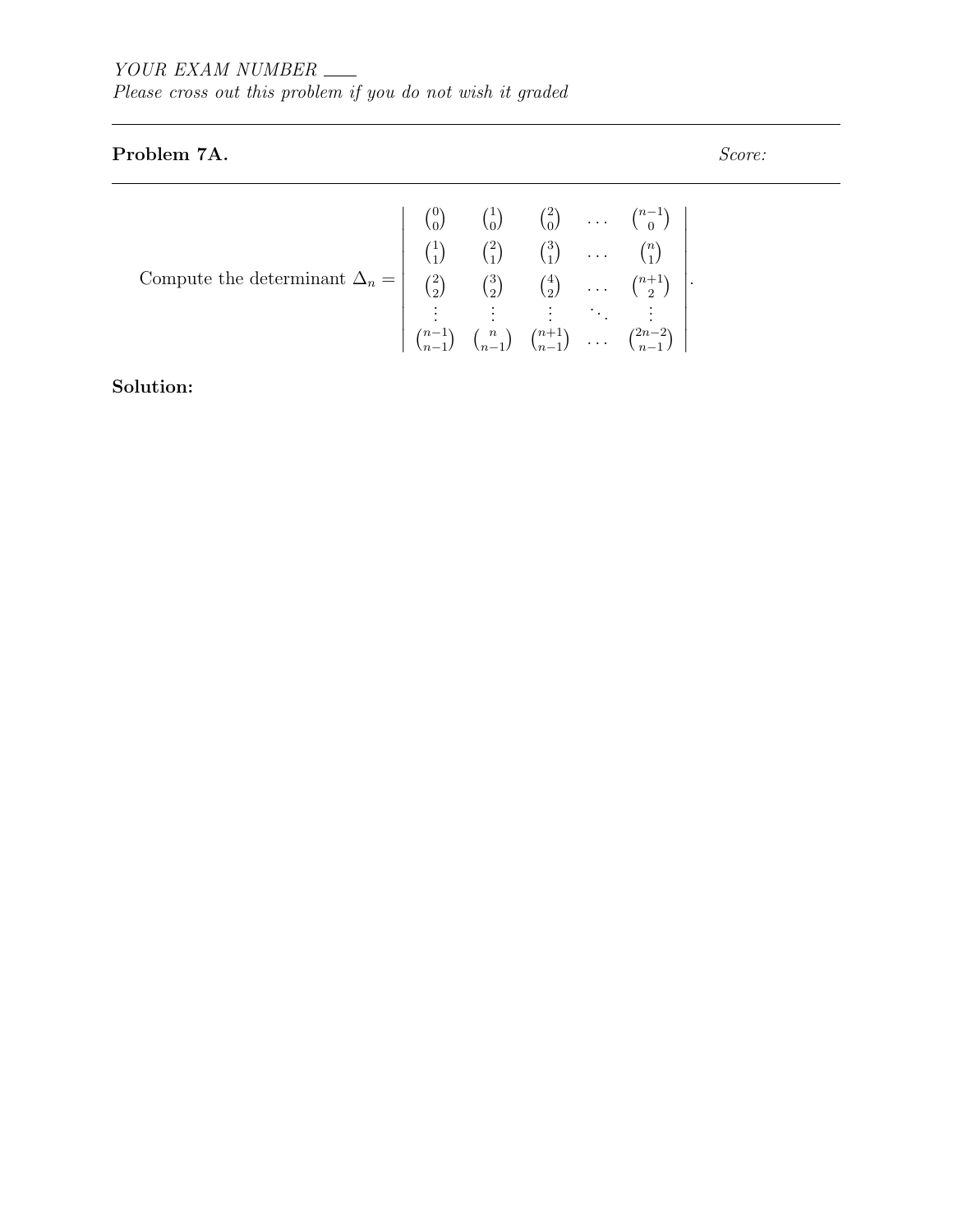*YOUR EXAM NUMBER* ___

*Please cross out this problem if you do not wish it graded*

---

**Problem 7A.** *Score:*

---

Compute the determinant $\Delta_n = \begin{vmatrix} \binom{0}{0} & \binom{1}{0} & \binom{2}{0} & \cdots & \binom{n-1}{0} \\ \binom{1}{1} & \binom{2}{1} & \binom{3}{1} & \cdots & \binom{n}{1} \\ \binom{2}{2} & \binom{3}{2} & \binom{4}{2} & \cdots & \binom{n+1}{2} \\ \vdots & \vdots & \vdots & \ddots & \vdots \\ \binom{n-1}{n-1} & \binom{n}{n-1} & \binom{n+1}{n-1} & \cdots & \binom{2n-2}{n-1} \end{vmatrix}$.

**Solution:**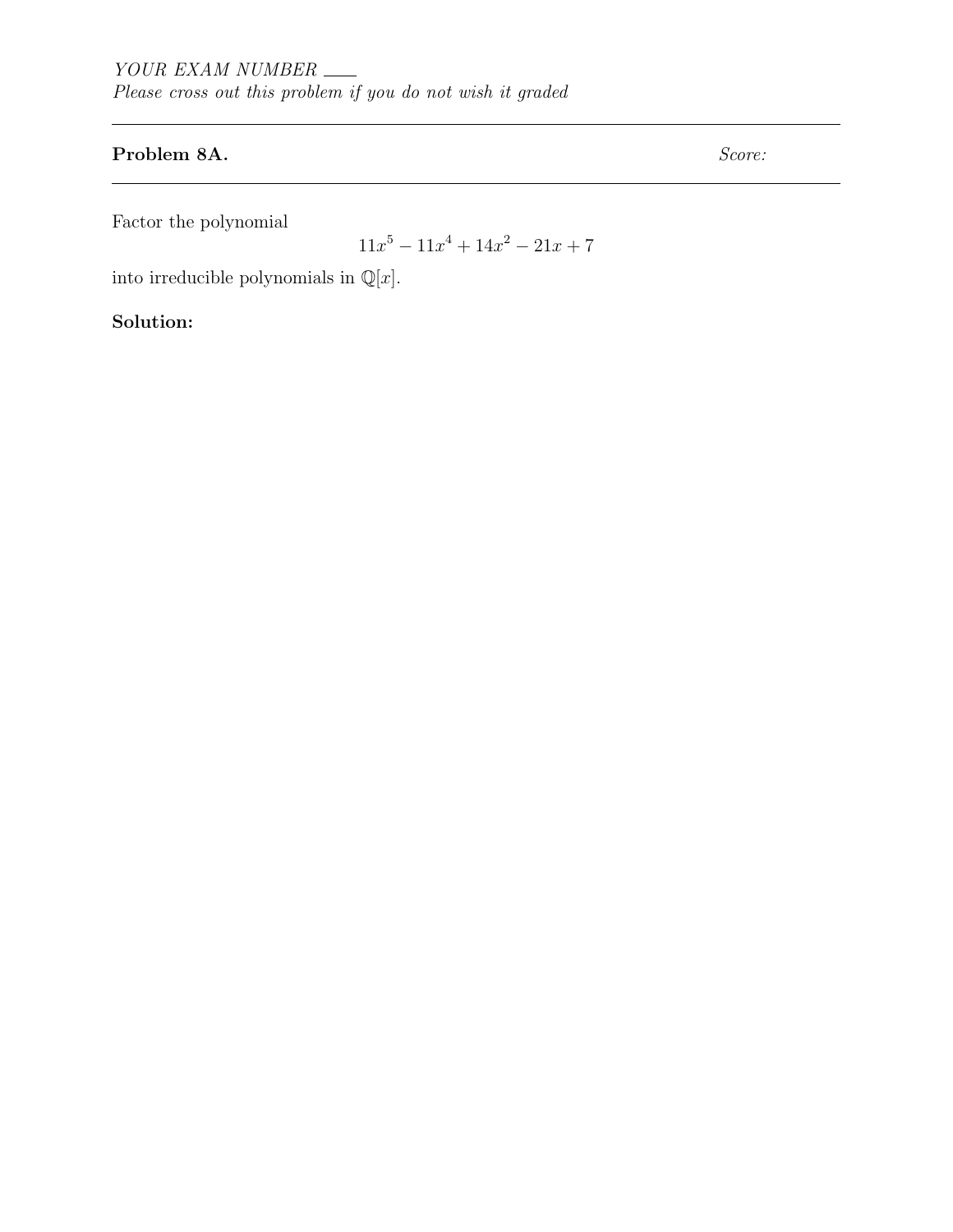*YOUR EXAM NUMBER* \_\_\_\_
*Please cross out this problem if you do not wish it graded*

---

**Problem 8A.** *Score:*

---

Factor the polynomial

$$11x^5 - 11x^4 + 14x^2 - 21x + 7$$

into irreducible polynomials in $\mathbb{Q}[x]$.

**Solution:**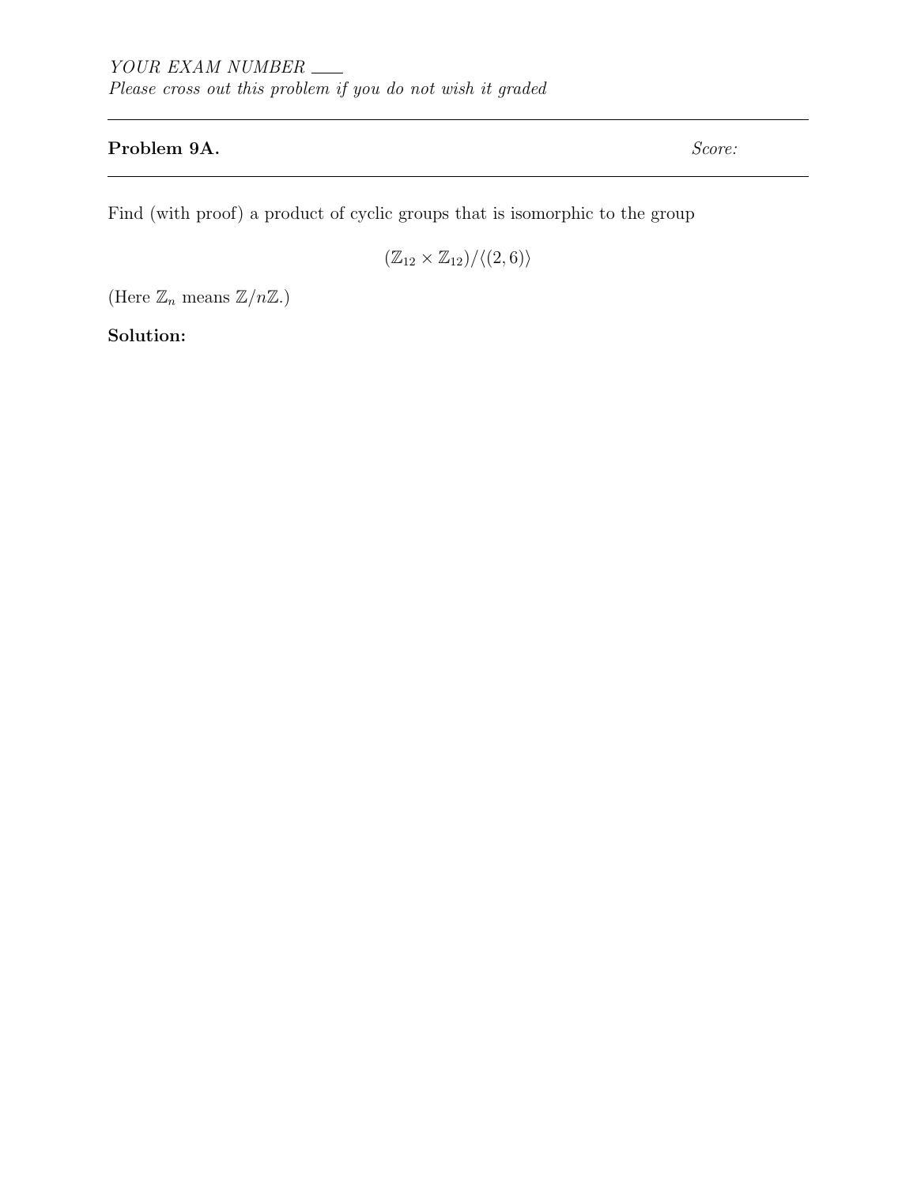YOUR EXAM NUMBER \_\_\_\_

*Please cross out this problem if you do not wish it graded*

---

**Problem 9A.** *Score:*

---

Find (with proof) a product of cyclic groups that is isomorphic to the group

$$(\mathbb{Z}_{12} \times \mathbb{Z}_{12})/\langle(2, 6)\rangle$$

(Here $\mathbb{Z}_n$ means $\mathbb{Z}/n\mathbb{Z}$.)

**Solution:**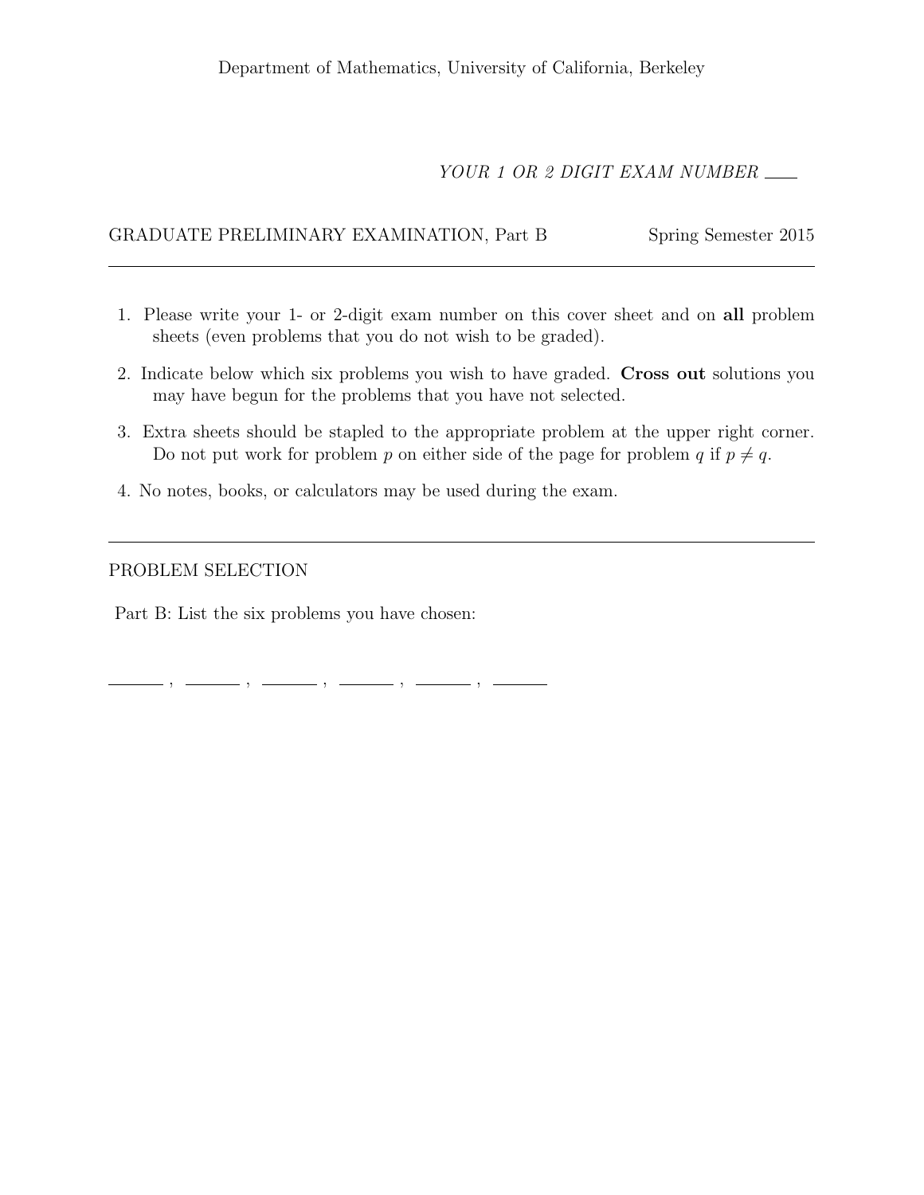Department of Mathematics, University of California, Berkeley

*YOUR 1 OR 2 DIGIT EXAM NUMBER* ____

GRADUATE PRELIMINARY EXAMINATION, Part B — Spring Semester 2015

---

1. Please write your 1- or 2-digit exam number on this cover sheet and on **all** problem sheets (even problems that you do not wish to be graded).

2. Indicate below which six problems you wish to have graded. **Cross out** solutions you may have begun for the problems that you have not selected.

3. Extra sheets should be stapled to the appropriate problem at the upper right corner. Do not put work for problem $p$ on either side of the page for problem $q$ if $p \neq q$.

4. No notes, books, or calculators may be used during the exam.

---

PROBLEM SELECTION

Part B: List the six problems you have chosen:

______ , ______ , ______ , ______ , ______ , ______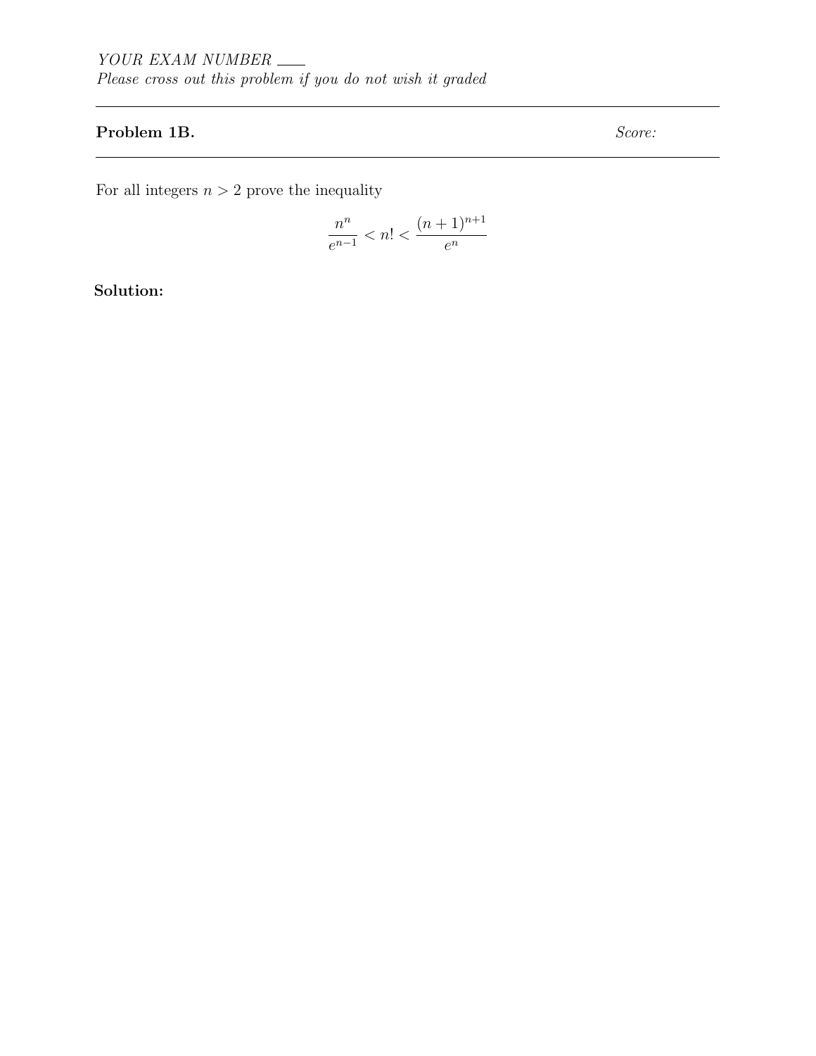*YOUR EXAM NUMBER* ___

*Please cross out this problem if you do not wish it graded*

---

**Problem 1B.** *Score:*

---

For all integers $n > 2$ prove the inequality

$$\frac{n^n}{e^{n-1}} < n! < \frac{(n+1)^{n+1}}{e^n}$$

**Solution:**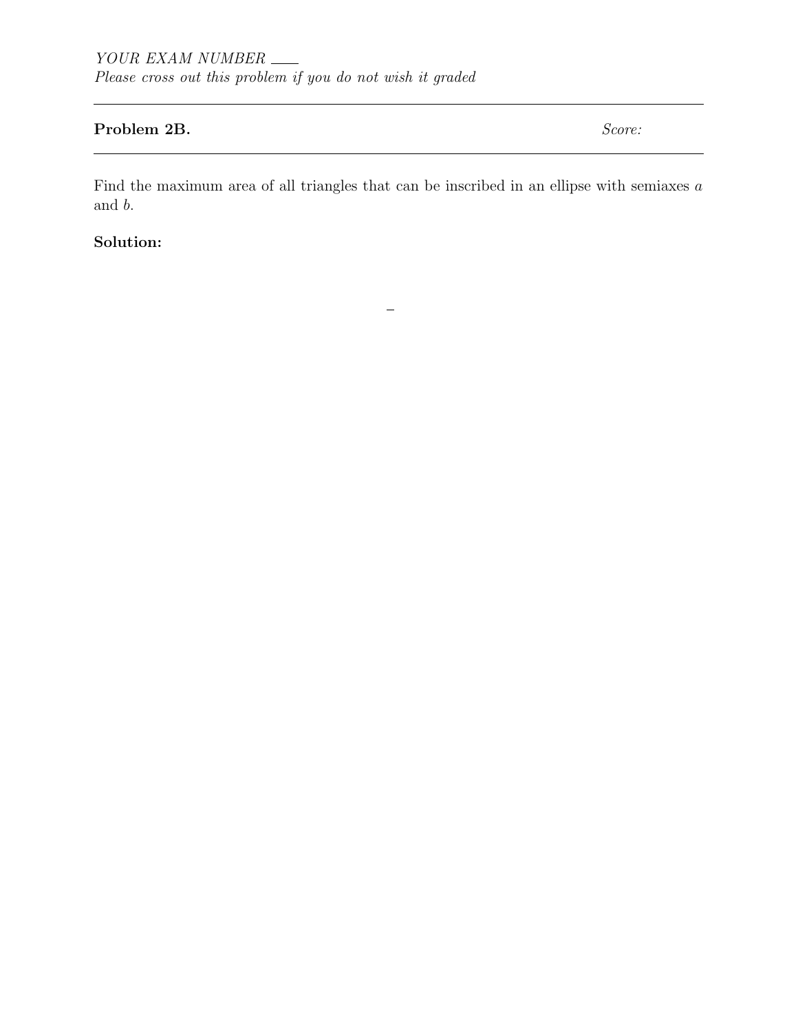*YOUR EXAM NUMBER* ___

*Please cross out this problem if you do not wish it graded*

---

**Problem 2B.** *Score:*

---

Find the maximum area of all triangles that can be inscribed in an ellipse with semiaxes $a$ and $b$.

**Solution:**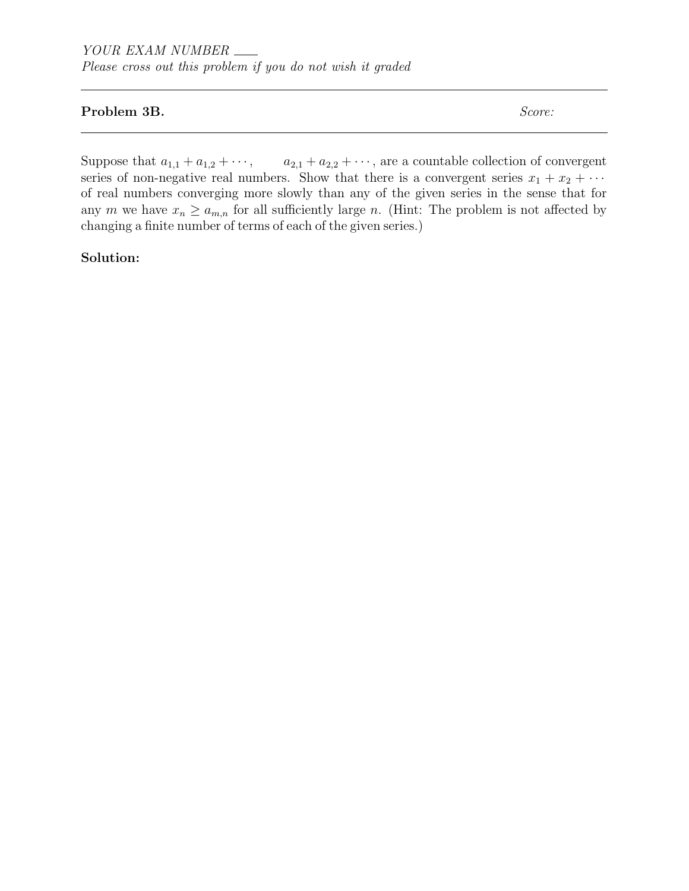*YOUR EXAM NUMBER* ___
*Please cross out this problem if you do not wish it graded*

---

**Problem 3B.** *Score:*

---

Suppose that $a_{1,1} + a_{1,2} + \cdots$, $a_{2,1} + a_{2,2} + \cdots$, are a countable collection of convergent series of non-negative real numbers. Show that there is a convergent series $x_1 + x_2 + \cdots$ of real numbers converging more slowly than any of the given series in the sense that for any $m$ we have $x_n \geq a_{m,n}$ for all sufficiently large $n$. (Hint: The problem is not affected by changing a finite number of terms of each of the given series.)

**Solution:**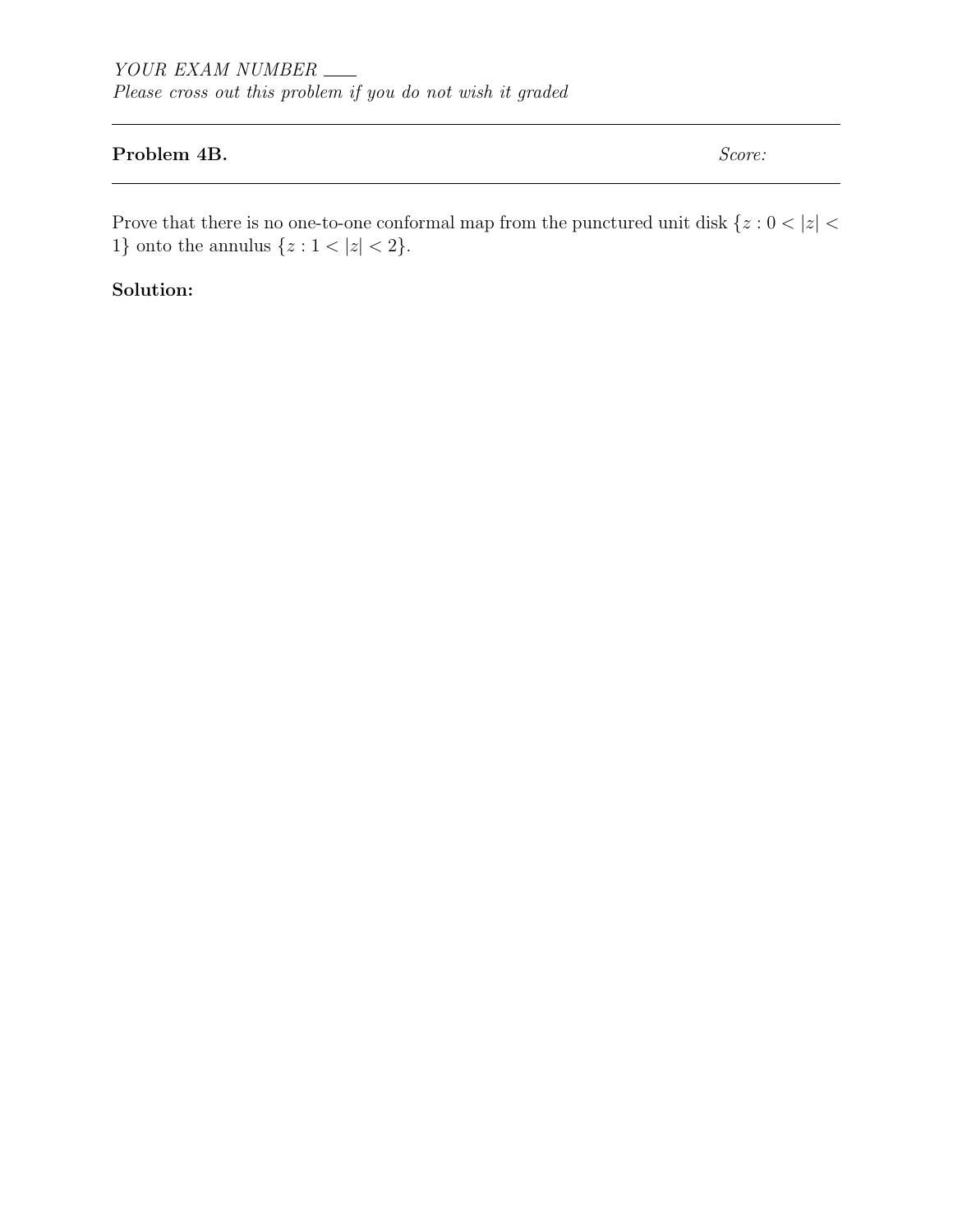*YOUR EXAM NUMBER* ____
*Please cross out this problem if you do not wish it graded*

---

**Problem 4B.** *Score:*

---

Prove that there is no one-to-one conformal map from the punctured unit disk $\{z : 0 < |z| < 1\}$ onto the annulus $\{z : 1 < |z| < 2\}$.

**Solution:**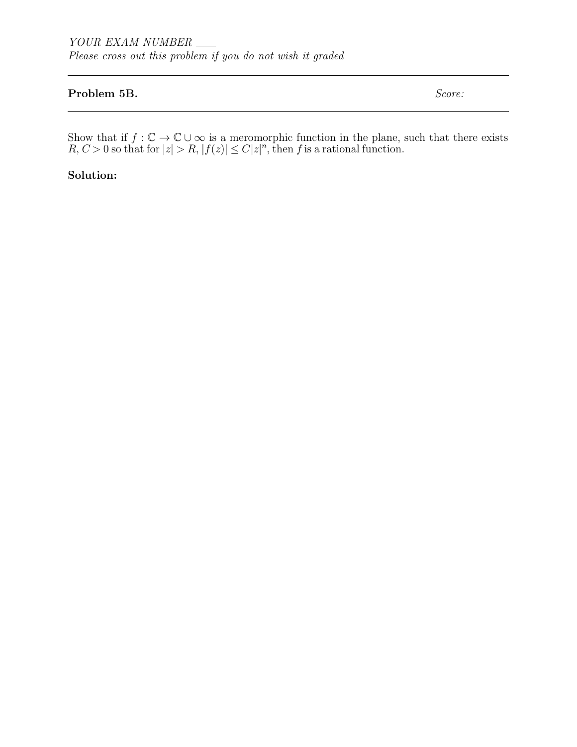*YOUR EXAM NUMBER* \_\_\_\_

*Please cross out this problem if you do not wish it graded*

---

**Problem 5B.** *Score:*

---

Show that if $f : \mathbb{C} \to \mathbb{C} \cup \infty$ is a meromorphic function in the plane, such that there exists $R, C > 0$ so that for $|z| > R$, $|f(z)| \leq C|z|^n$, then $f$ is a rational function.

**Solution:**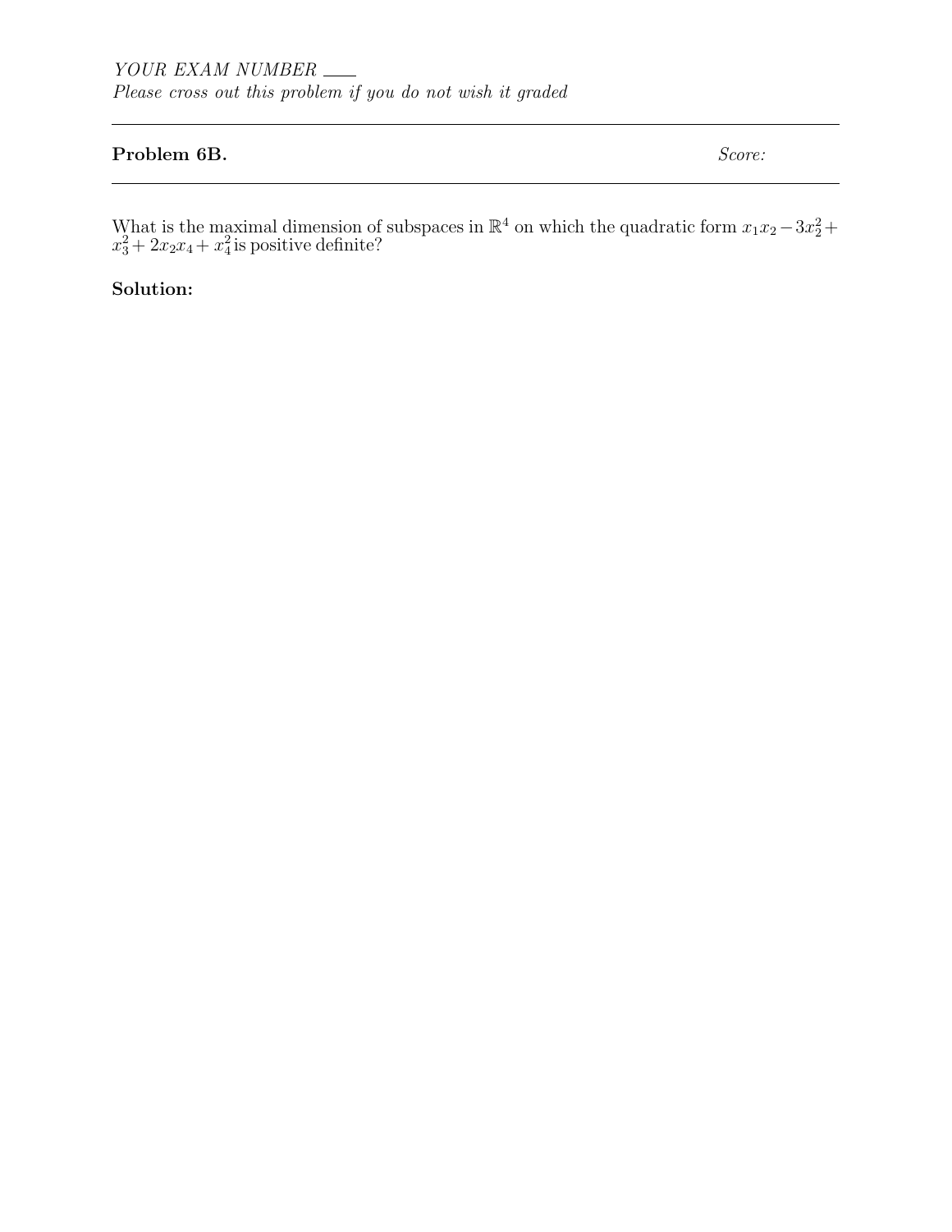*YOUR EXAM NUMBER* ___
*Please cross out this problem if you do not wish it graded*

---

**Problem 6B.** *Score:*

---

What is the maximal dimension of subspaces in $\mathbb{R}^4$ on which the quadratic form $x_1x_2 - 3x_2^2 + x_3^2 + 2x_2x_4 + x_4^2$ is positive definite?

**Solution:**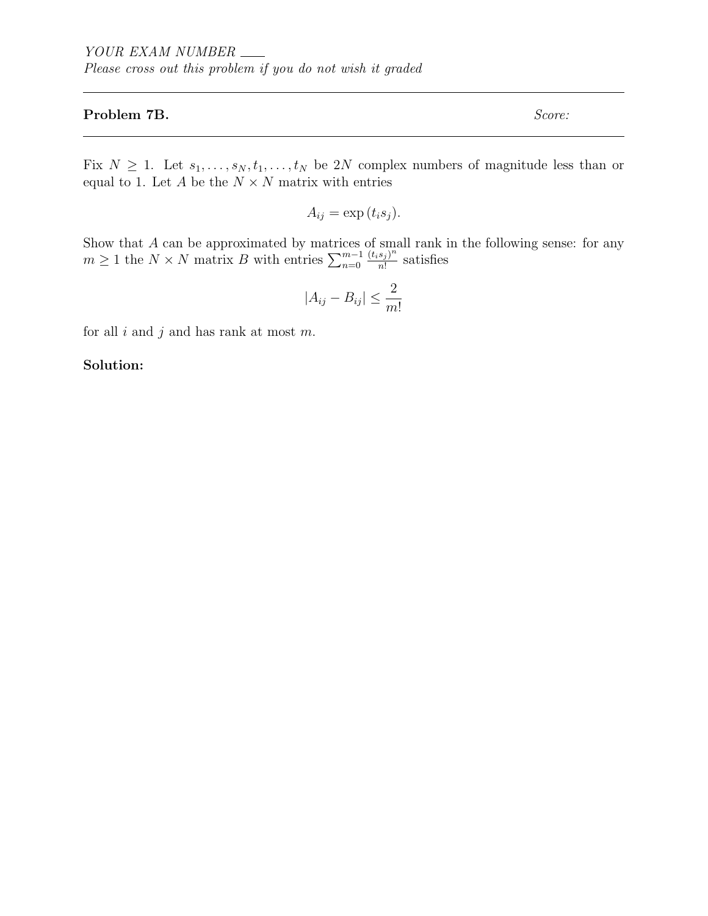*YOUR EXAM NUMBER* ___

*Please cross out this problem if you do not wish it graded*

---

**Problem 7B.** *Score:*

---

Fix $N \geq 1$. Let $s_1, \ldots, s_N, t_1, \ldots, t_N$ be $2N$ complex numbers of magnitude less than or equal to 1. Let $A$ be the $N \times N$ matrix with entries

$$A_{ij} = \exp(t_i s_j).$$

Show that $A$ can be approximated by matrices of small rank in the following sense: for any $m \geq 1$ the $N \times N$ matrix $B$ with entries $\sum_{n=0}^{m-1} \frac{(t_i s_j)^n}{n!}$ satisfies

$$|A_{ij} - B_{ij}| \leq \frac{2}{m!}$$

for all $i$ and $j$ and has rank at most $m$.

**Solution:**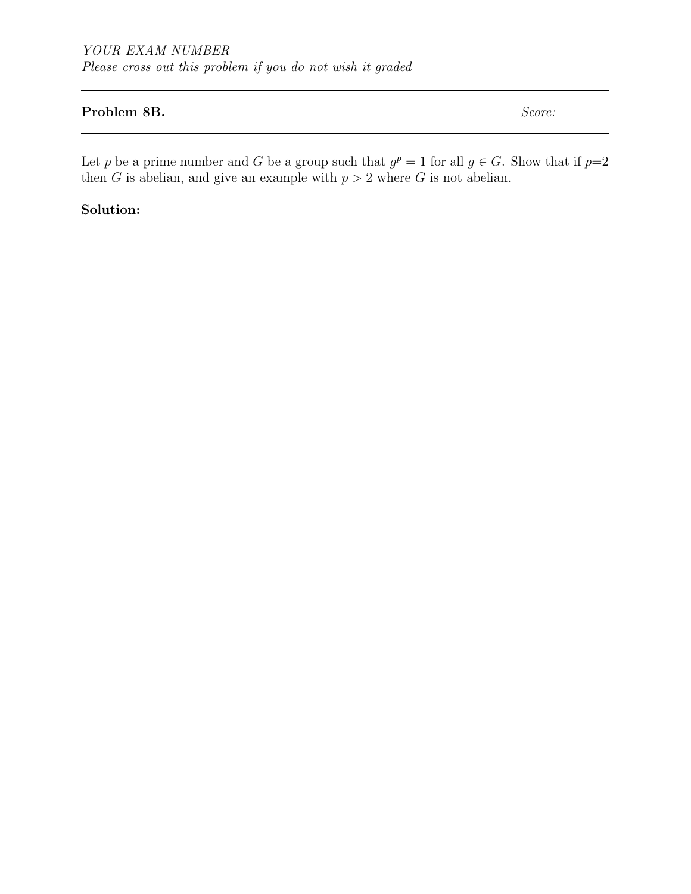*YOUR EXAM NUMBER* \_\_\_\_

*Please cross out this problem if you do not wish it graded*

---

**Problem 8B.** *Score:*

---

Let $p$ be a prime number and $G$ be a group such that $g^p = 1$ for all $g \in G$. Show that if $p$=2 then $G$ is abelian, and give an example with $p > 2$ where $G$ is not abelian.

**Solution:**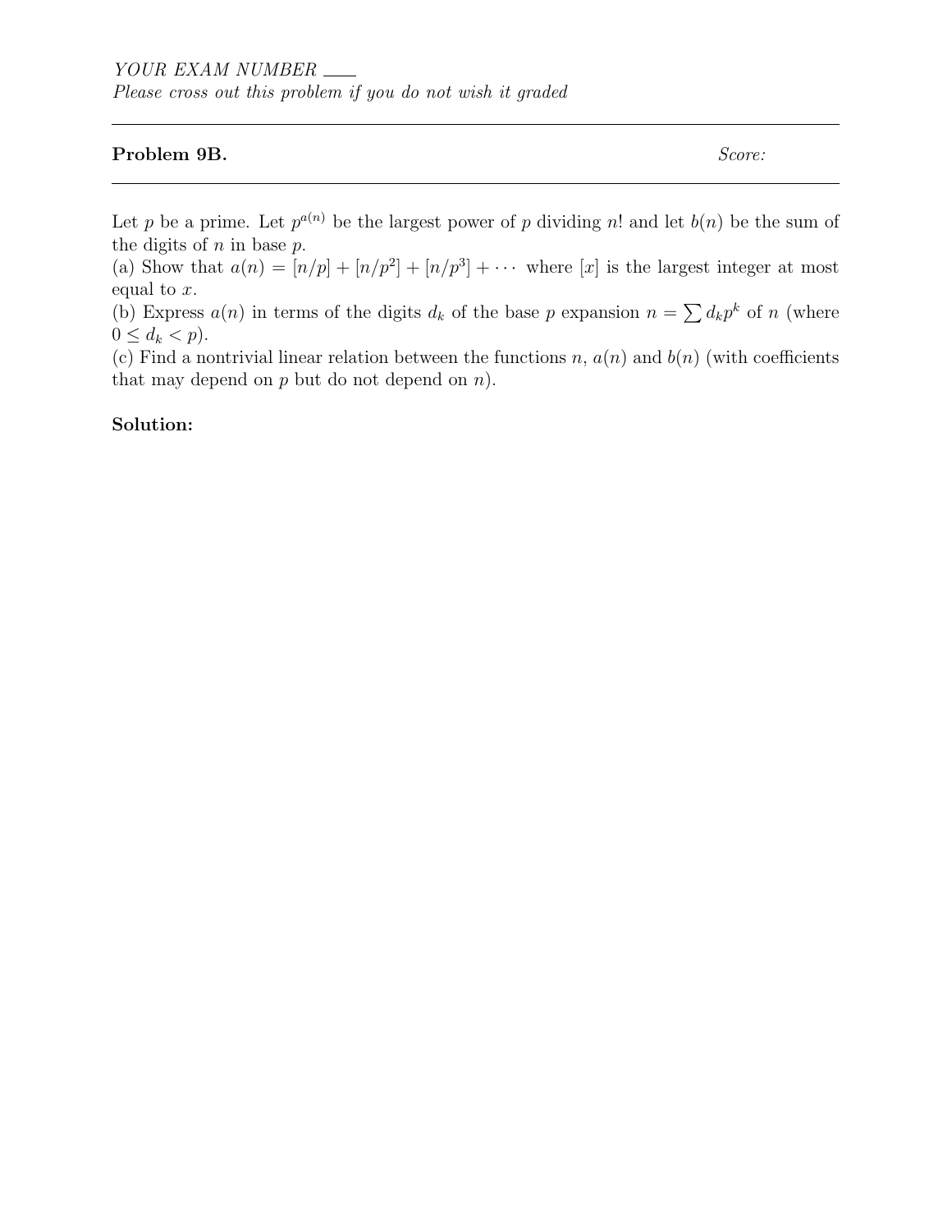*YOUR EXAM NUMBER* \_\_\_\_

*Please cross out this problem if you do not wish it graded*

---

**Problem 9B.** *Score:*

---

Let $p$ be a prime. Let $p^{a(n)}$ be the largest power of $p$ dividing $n!$ and let $b(n)$ be the sum of the digits of $n$ in base $p$.

(a) Show that $a(n) = [n/p] + [n/p^2] + [n/p^3] + \cdots$ where $[x]$ is the largest integer at most equal to $x$.

(b) Express $a(n)$ in terms of the digits $d_k$ of the base $p$ expansion $n = \sum d_k p^k$ of $n$ (where $0 \le d_k < p$).

(c) Find a nontrivial linear relation between the functions $n$, $a(n)$ and $b(n)$ (with coefficients that may depend on $p$ but do not depend on $n$).

**Solution:**